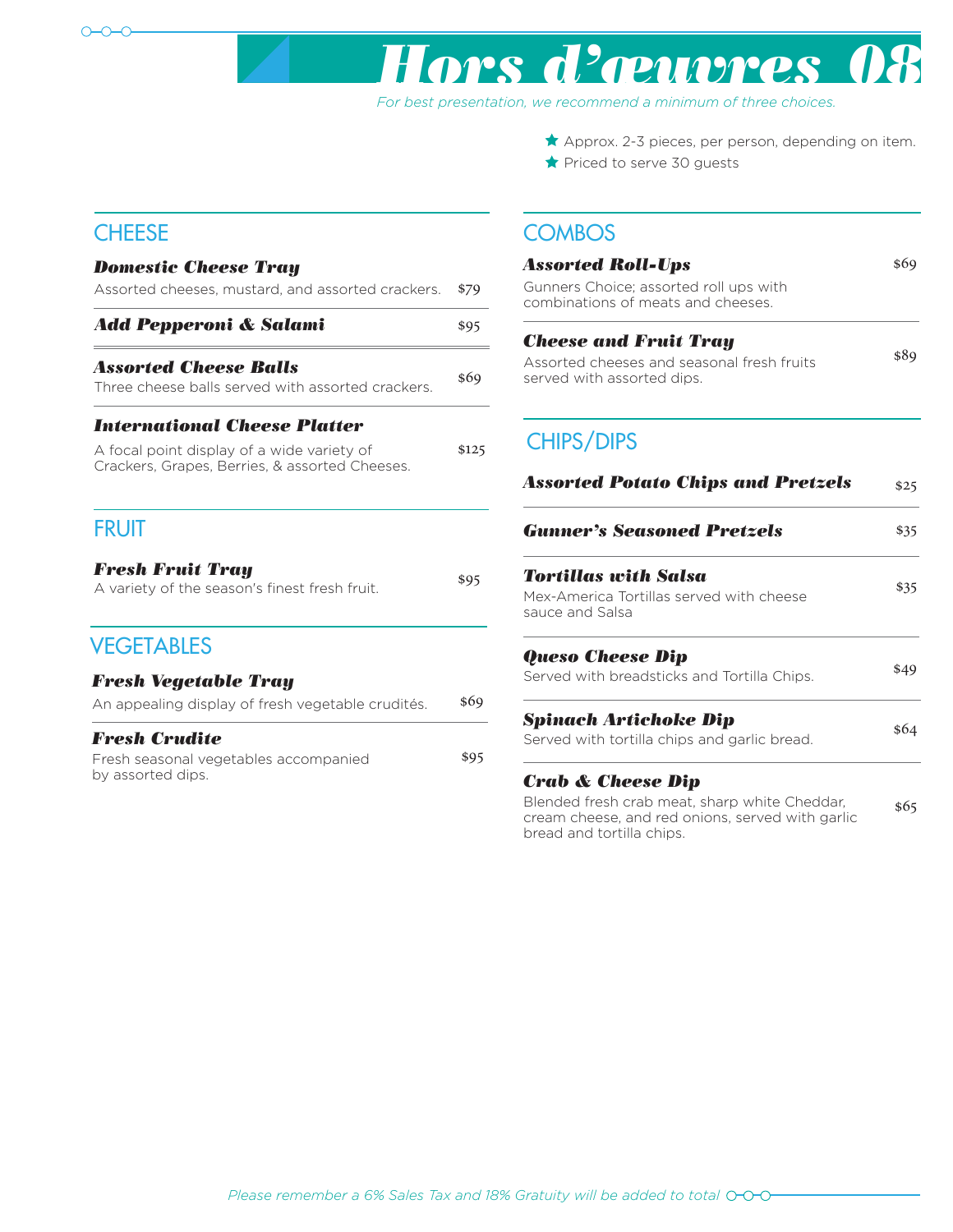# Hors d'œuvres 08

*For best presentation, we recommend a minimum of three choices.*

- Approx. 2-3 pieces, per person, depending on item.
- Priced to serve 30 guests

## CHEESE

***Domestic Cheese Tray*** — $79
Assorted cheeses, mustard, and assorted crackers.

***Add Pepperoni & Salami*** — $95

***Assorted Cheese Balls*** — $69
Three cheese balls served with assorted crackers.

***International Cheese Platter*** — $125
A focal point display of a wide variety of Crackers, Grapes, Berries, & assorted Cheeses.

## FRUIT

***Fresh Fruit Tray*** — $95
A variety of the season's finest fresh fruit.

## VEGETABLES

***Fresh Vegetable Tray*** — $69
An appealing display of fresh vegetable crudités.

***Fresh Crudite*** — $95
Fresh seasonal vegetables accompanied by assorted dips.

## COMBOS

***Assorted Roll-Ups*** — $69
Gunners Choice; assorted roll ups with combinations of meats and cheeses.

***Cheese and Fruit Tray*** — $89
Assorted cheeses and seasonal fresh fruits served with assorted dips.

## CHIPS/DIPS

***Assorted Potato Chips and Pretzels*** — $25

***Gunner's Seasoned Pretzels*** — $35

***Tortillas with Salsa*** — $35
Mex-America Tortillas served with cheese sauce and Salsa

***Queso Cheese Dip*** — $49
Served with breadsticks and Tortilla Chips.

***Spinach Artichoke Dip*** — $64
Served with tortilla chips and garlic bread.

***Crab & Cheese Dip*** — $65
Blended fresh crab meat, sharp white Cheddar, cream cheese, and red onions, served with garlic bread and tortilla chips.

*Please remember a 6% Sales Tax and 18% Gratuity will be added to total*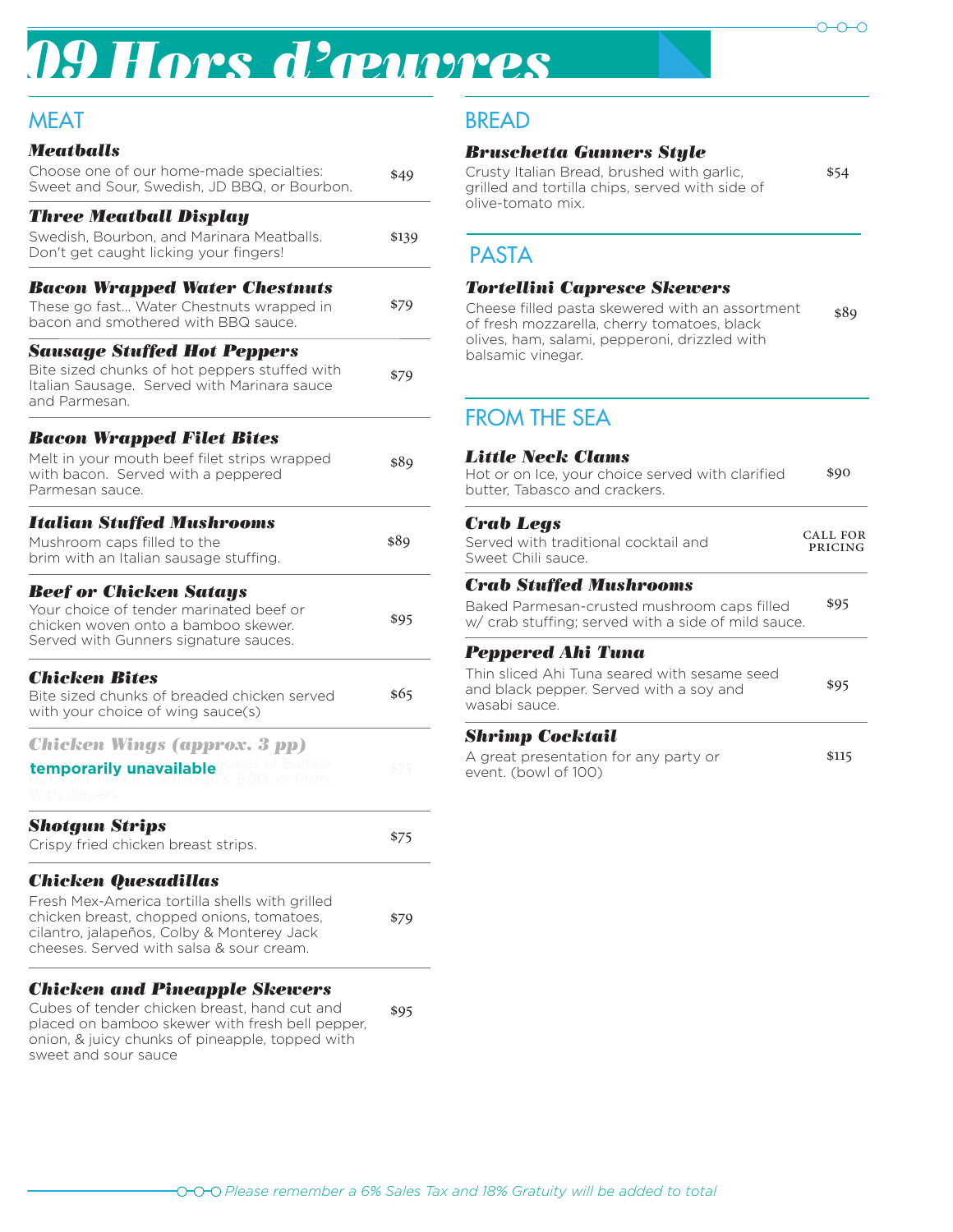# 09 Hors d'œuvres

## MEAT

**Meatballs**
Choose one of our home-made specialties: Sweet and Sour, Swedish, JD BBQ, or Bourbon. — $49

**Three Meatball Display**
Swedish, Bourbon, and Marinara Meatballs. Don't get caught licking your fingers! — $139

**Bacon Wrapped Water Chestnuts**
These go fast... Water Chestnuts wrapped in bacon and smothered with BBQ sauce. — $79

**Sausage Stuffed Hot Peppers**
Bite sized chunks of hot peppers stuffed with Italian Sausage. Served with Marinara sauce and Parmesan. — $79

**Bacon Wrapped Filet Bites**
Melt in your mouth beef filet strips wrapped with bacon. Served with a peppered Parmesan sauce. — $89

**Italian Stuffed Mushrooms**
Mushroom caps filled to the brim with an Italian sausage stuffing. — $89

**Beef or Chicken Satays**
Your choice of tender marinated beef or chicken woven onto a bamboo skewer. Served with Gunners signature sauces. — $95

**Chicken Bites**
Bite sized chunks of breaded chicken served with your choice of wing sauce(s) — $65

**Chicken Wings (approx. 3 pp)**
temporarily unavailable
...oices of Buffalo ... Cattlemen's, BBQ, or Plain. With dippers — $75

**Shotgun Strips**
Crispy fried chicken breast strips. — $75

**Chicken Quesadillas**
Fresh Mex-America tortilla shells with grilled chicken breast, chopped onions, tomatoes, cilantro, jalapeños, Colby & Monterey Jack cheeses. Served with salsa & sour cream. — $79

**Chicken and Pineapple Skewers**
Cubes of tender chicken breast, hand cut and placed on bamboo skewer with fresh bell pepper, onion, & juicy chunks of pineapple, topped with sweet and sour sauce — $95

## BREAD

**Bruschetta Gunners Style**
Crusty Italian Bread, brushed with garlic, grilled and tortilla chips, served with side of olive-tomato mix. — $54

## PASTA

**Tortellini Caprese Skewers**
Cheese filled pasta skewered with an assortment of fresh mozzarella, cherry tomatoes, black olives, ham, salami, pepperoni, drizzled with balsamic vinegar. — $89

## FROM THE SEA

**Little Neck Clams**
Hot or on Ice, your choice served with clarified butter, Tabasco and crackers. — $90

**Crab Legs**
Served with traditional cocktail and Sweet Chili sauce. — CALL FOR PRICING

**Crab Stuffed Mushrooms**
Baked Parmesan-crusted mushroom caps filled w/ crab stuffing; served with a side of mild sauce. — $95

**Peppered Ahi Tuna**
Thin sliced Ahi Tuna seared with sesame seed and black pepper. Served with a soy and wasabi sauce. — $95

**Shrimp Cocktail**
A great presentation for any party or event. (bowl of 100) — $115

*Please remember a 6% Sales Tax and 18% Gratuity will be added to total*